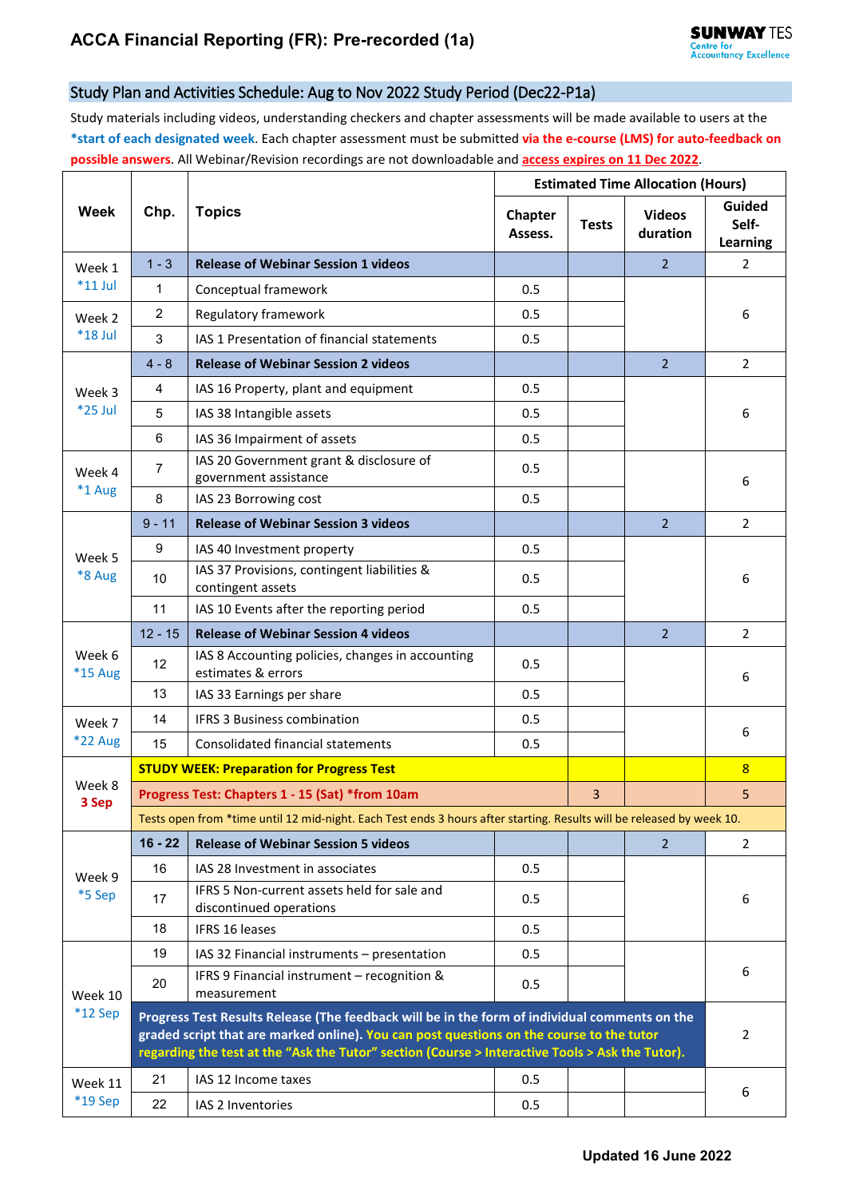# ACCA Financial Reporting (FR): Pre-recorded (1a)

## Study Plan and Activities Schedule: Aug to Nov 2022 Study Period (Dec22-P1a)

Study materials including videos, understanding checkers and chapter assessments will be made available to users at the ***start of each designated week**. Each chapter assessment must be submitted **via the e-course (LMS) for auto-feedback on possible answers**. All Webinar/Revision recordings are not downloadable and **access expires on 11 Dec 2022**.

| Week | Chp. | Topics | Estimated Time Allocation (Hours) | | | |
|---|---|---|---|---|---|---|
| | | | Chapter Assess. | Tests | Videos duration | Guided Self-Learning |
| Week 1 *11 Jul | 1 - 3 | **Release of Webinar Session 1 videos** | | | 2 | 2 |
| | 1 | Conceptual framework | 0.5 | | | 6 |
| Week 2 *18 Jul | 2 | Regulatory framework | 0.5 | | | |
| | 3 | IAS 1 Presentation of financial statements | 0.5 | | | |
| Week 3 *25 Jul | 4 - 8 | **Release of Webinar Session 2 videos** | | | 2 | 2 |
| | 4 | IAS 16 Property, plant and equipment | 0.5 | | | 6 |
| | 5 | IAS 38 Intangible assets | 0.5 | | | |
| | 6 | IAS 36 Impairment of assets | 0.5 | | | |
| Week 4 *1 Aug | 7 | IAS 20 Government grant & disclosure of government assistance | 0.5 | | | 6 |
| | 8 | IAS 23 Borrowing cost | 0.5 | | | |
| Week 5 *8 Aug | 9 - 11 | **Release of Webinar Session 3 videos** | | | 2 | 2 |
| | 9 | IAS 40 Investment property | 0.5 | | | 6 |
| | 10 | IAS 37 Provisions, contingent liabilities & contingent assets | 0.5 | | | |
| | 11 | IAS 10 Events after the reporting period | 0.5 | | | |
| Week 6 *15 Aug | 12 - 15 | **Release of Webinar Session 4 videos** | | | 2 | 2 |
| | 12 | IAS 8 Accounting policies, changes in accounting estimates & errors | 0.5 | | | 6 |
| | 13 | IAS 33 Earnings per share | 0.5 | | | |
| Week 7 *22 Aug | 14 | IFRS 3 Business combination | 0.5 | | | 6 |
| | 15 | Consolidated financial statements | 0.5 | | | |
| Week 8 **3 Sep** | **STUDY WEEK: Preparation for Progress Test** | | | | | 8 |
| | **Progress Test: Chapters 1 - 15 (Sat) *from 10am** | | | 3 | | 5 |
| | Tests open from *time until 12 mid-night. Each Test ends 3 hours after starting. Results will be released by week 10. | | | | | |
| Week 9 *5 Sep | **16 - 22** | **Release of Webinar Session 5 videos** | | | 2 | 2 |
| | 16 | IAS 28 Investment in associates | 0.5 | | | 6 |
| | 17 | IFRS 5 Non-current assets held for sale and discontinued operations | 0.5 | | | |
| | 18 | IFRS 16 leases | 0.5 | | | |
| Week 10 *12 Sep | 19 | IAS 32 Financial instruments – presentation | 0.5 | | | 6 |
| | 20 | IFRS 9 Financial instrument – recognition & measurement | 0.5 | | | |
| | **Progress Test Results Release (The feedback will be in the form of individual comments on the graded script that are marked online). You can post questions on the course to the tutor regarding the test at the "Ask the Tutor" section (Course > Interactive Tools > Ask the Tutor).** | | | | | 2 |
| Week 11 *19 Sep | 21 | IAS 12 Income taxes | 0.5 | | | 6 |
| | 22 | IAS 2 Inventories | 0.5 | | | |

**Updated 16 June 2022**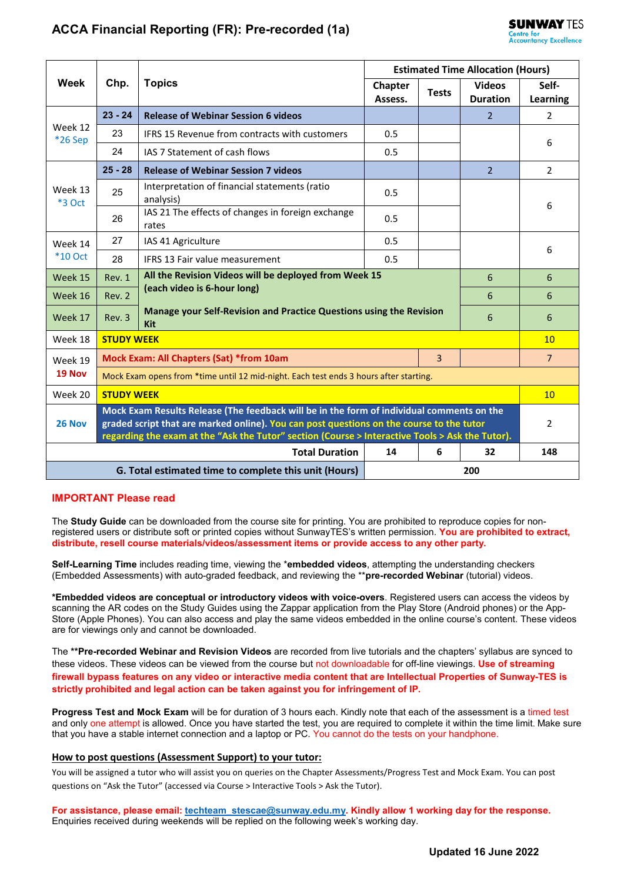## ACCA Financial Reporting (FR): Pre-recorded (1a)

| Week | Chp. | Topics | Estimated Time Allocation (Hours) | | | |
|---|---|---|---|---|---|---|
| | | | Chapter Assess. | Tests | Videos Duration | Self-Learning |
| Week 12 *26 Sep | 23 - 24 | **Release of Webinar Session 6 videos** | | | 2 | 2 |
| | 23 | IFRS 15 Revenue from contracts with customers | 0.5 | | | 6 |
| | 24 | IAS 7 Statement of cash flows | 0.5 | | | |
| Week 13 *3 Oct | 25 - 28 | **Release of Webinar Session 7 videos** | | | 2 | 2 |
| | 25 | Interpretation of financial statements (ratio analysis) | 0.5 | | | 6 |
| | 26 | IAS 21 The effects of changes in foreign exchange rates | 0.5 | | | |
| Week 14 *10 Oct | 27 | IAS 41 Agriculture | 0.5 | | | 6 |
| | 28 | IFRS 13 Fair value measurement | 0.5 | | | |
| Week 15 | Rev. 1 | **All the Revision Videos will be deployed from Week 15 (each video is 6-hour long)** | | | 6 | 6 |
| Week 16 | Rev. 2 | | | | 6 | 6 |
| Week 17 | Rev. 3 | **Manage your Self-Revision and Practice Questions using the Revision Kit** | | | 6 | 6 |
| Week 18 | **STUDY WEEK** | | | | | 10 |
| Week 19 **19 Nov** | **Mock Exam: All Chapters (Sat) *from 10am** | | | 3 | | 7 |
| | Mock Exam opens from *time until 12 mid-night. Each test ends 3 hours after starting. | | | | | |
| Week 20 | **STUDY WEEK** | | | | | 10 |
| **26 Nov** | **Mock Exam Results Release (The feedback will be in the form of individual comments on the graded script that are marked online). You can post questions on the course to the tutor regarding the exam at the "Ask the Tutor" section (Course > Interactive Tools > Ask the Tutor).** | | | | | 2 |
| | | **Total Duration** | **14** | **6** | **32** | **148** |
| | | **G. Total estimated time to complete this unit (Hours)** | **200** | | | |

### IMPORTANT Please read

The **Study Guide** can be downloaded from the course site for printing. You are prohibited to reproduce copies for non-registered users or distribute soft or printed copies without SunwayTES's written permission. **You are prohibited to extract, distribute, resell course materials/videos/assessment items or provide access to any other party.**

**Self-Learning Time** includes reading time, viewing the ***embedded videos**, attempting the understanding checkers (Embedded Assessments) with auto-graded feedback, and reviewing the ****pre-recorded Webinar** (tutorial) videos.

***Embedded videos are conceptual or introductory videos with voice-overs**. Registered users can access the videos by scanning the AR codes on the Study Guides using the Zappar application from the Play Store (Android phones) or the App-Store (Apple Phones). You can also access and play the same videos embedded in the online course's content. These videos are for viewings only and cannot be downloaded.

The ****Pre-recorded Webinar and Revision Videos** are recorded from live tutorials and the chapters' syllabus are synced to these videos. These videos can be viewed from the course but not downloadable for off-line viewings. **Use of streaming firewall bypass features on any video or interactive media content that are Intellectual Properties of Sunway-TES is strictly prohibited and legal action can be taken against you for infringement of IP.**

**Progress Test and Mock Exam** will be for duration of 3 hours each. Kindly note that each of the assessment is a timed test and only one attempt is allowed. Once you have started the test, you are required to complete it within the time limit. Make sure that you have a stable internet connection and a laptop or PC. You cannot do the tests on your handphone.

**How to post questions (Assessment Support) to your tutor:**

You will be assigned a tutor who will assist you on queries on the Chapter Assessments/Progress Test and Mock Exam. You can post questions on "Ask the Tutor" (accessed via Course > Interactive Tools > Ask the Tutor).

**For assistance, please email: techteam_stescae@sunway.edu.my. Kindly allow 1 working day for the response.**
Enquiries received during weekends will be replied on the following week's working day.

**Updated 16 June 2022**